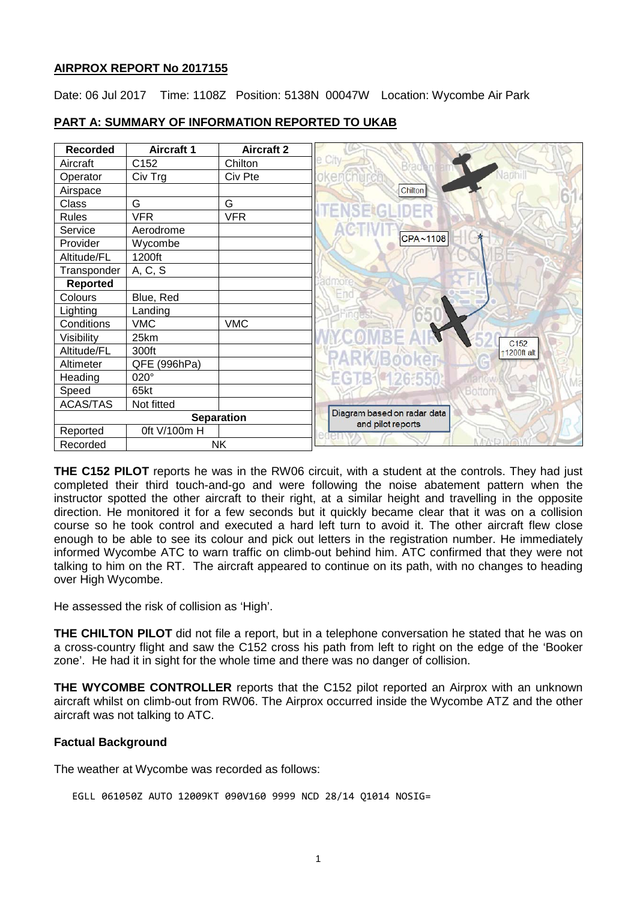## AIRPROX REPORT No 2017155

Date: 06 Jul 2017 Time: 1108Z Position: 5138N 00047W Location: Wycombe Air Park

## PART A: SUMMARY OF INFORMATION REPORTED TO UKAB

| Recorded | Aircraft 1 | Aircraft 2 |
|---|---|---|
| Aircraft | C152 | Chilton |
| Operator | Civ Trg | Civ Pte |
| Airspace | | |
| Class | G | G |
| Rules | VFR | VFR |
| Service | Aerodrome | |
| Provider | Wycombe | |
| Altitude/FL | 1200ft | |
| Transponder | A, C, S | |
| **Reported** | | |
| Colours | Blue, Red | |
| Lighting | Landing | |
| Conditions | VMC | VMC |
| Visibility | 25km | |
| Altitude/FL | 300ft | |
| Altimeter | QFE (996hPa) | |
| Heading | 020° | |
| Speed | 65kt | |
| ACAS/TAS | Not fitted | |
| **Separation** | | |
| Reported | 0ft V/100m H | |
| Recorded | NK | |

Diagram based on radar data and pilot reports

**THE C152 PILOT** reports he was in the RW06 circuit, with a student at the controls. They had just completed their third touch-and-go and were following the noise abatement pattern when the instructor spotted the other aircraft to their right, at a similar height and travelling in the opposite direction. He monitored it for a few seconds but it quickly became clear that it was on a collision course so he took control and executed a hard left turn to avoid it. The other aircraft flew close enough to be able to see its colour and pick out letters in the registration number. He immediately informed Wycombe ATC to warn traffic on climb-out behind him. ATC confirmed that they were not talking to him on the RT. The aircraft appeared to continue on its path, with no changes to heading over High Wycombe.

He assessed the risk of collision as 'High'.

**THE CHILTON PILOT** did not file a report, but in a telephone conversation he stated that he was on a cross-country flight and saw the C152 cross his path from left to right on the edge of the 'Booker zone'. He had it in sight for the whole time and there was no danger of collision.

**THE WYCOMBE CONTROLLER** reports that the C152 pilot reported an Airprox with an unknown aircraft whilst on climb-out from RW06. The Airprox occurred inside the Wycombe ATZ and the other aircraft was not talking to ATC.

### Factual Background

The weather at Wycombe was recorded as follows:

```
EGLL 061050Z AUTO 12009KT 090V160 9999 NCD 28/14 Q1014 NOSIG=
```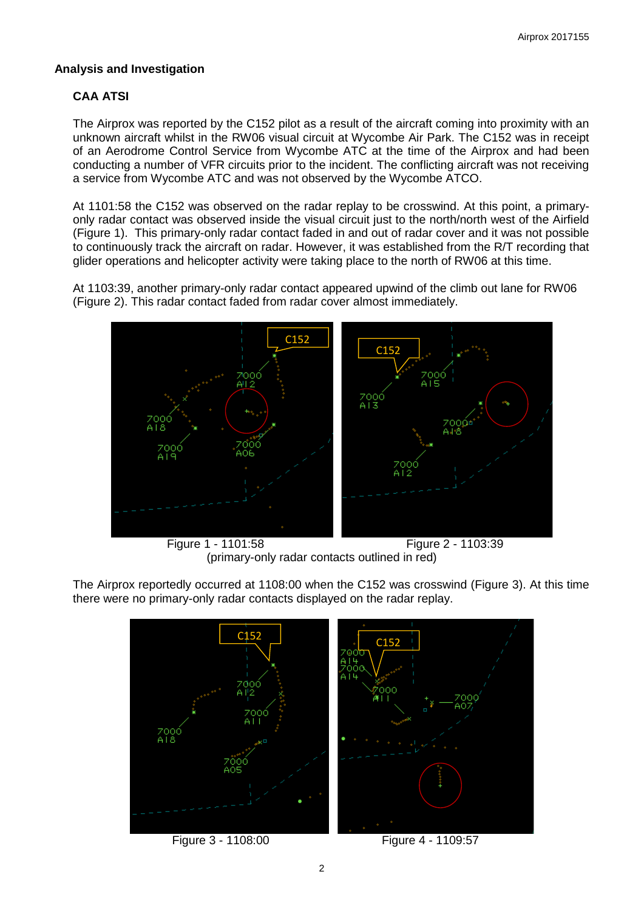## Analysis and Investigation

### CAA ATSI

The Airprox was reported by the C152 pilot as a result of the aircraft coming into proximity with an unknown aircraft whilst in the RW06 visual circuit at Wycombe Air Park. The C152 was in receipt of an Aerodrome Control Service from Wycombe ATC at the time of the Airprox and had been conducting a number of VFR circuits prior to the incident. The conflicting aircraft was not receiving a service from Wycombe ATC and was not observed by the Wycombe ATCO.

At 1101:58 the C152 was observed on the radar replay to be crosswind. At this point, a primary-only radar contact was observed inside the visual circuit just to the north/north west of the Airfield (Figure 1). This primary-only radar contact faded in and out of radar cover and it was not possible to continuously track the aircraft on radar. However, it was established from the R/T recording that glider operations and helicopter activity were taking place to the north of RW06 at this time.

At 1103:39, another primary-only radar contact appeared upwind of the climb out lane for RW06 (Figure 2). This radar contact faded from radar cover almost immediately.

Figure 1 - 1101:58 Figure 2 - 1103:39
(primary-only radar contacts outlined in red)

The Airprox reportedly occurred at 1108:00 when the C152 was crosswind (Figure 3). At this time there were no primary-only radar contacts displayed on the radar replay.

Figure 3 - 1108:00 Figure 4 - 1109:57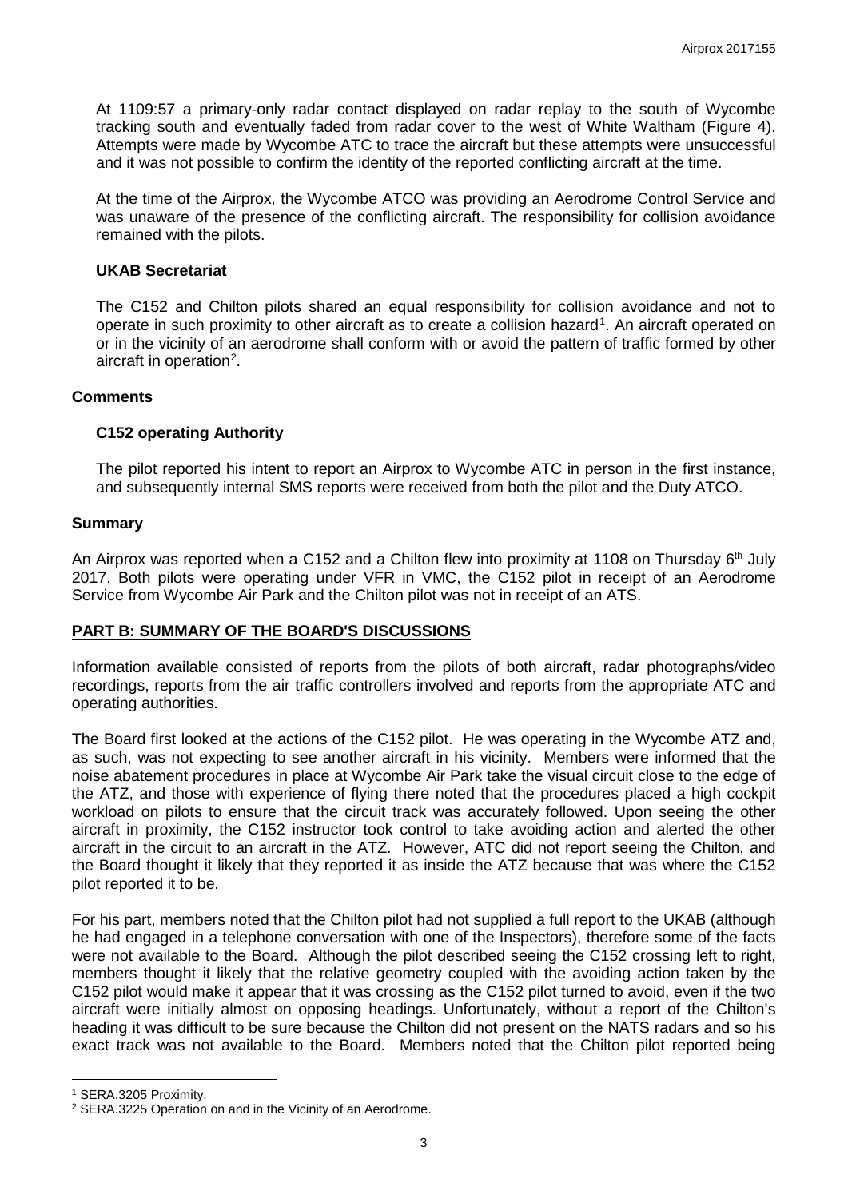At 1109:57 a primary-only radar contact displayed on radar replay to the south of Wycombe tracking south and eventually faded from radar cover to the west of White Waltham (Figure 4). Attempts were made by Wycombe ATC to trace the aircraft but these attempts were unsuccessful and it was not possible to confirm the identity of the reported conflicting aircraft at the time.

At the time of the Airprox, the Wycombe ATCO was providing an Aerodrome Control Service and was unaware of the presence of the conflicting aircraft. The responsibility for collision avoidance remained with the pilots.

### UKAB Secretariat

The C152 and Chilton pilots shared an equal responsibility for collision avoidance and not to operate in such proximity to other aircraft as to create a collision hazard[1]. An aircraft operated on or in the vicinity of an aerodrome shall conform with or avoid the pattern of traffic formed by other aircraft in operation[2].

## Comments

### C152 operating Authority

The pilot reported his intent to report an Airprox to Wycombe ATC in person in the first instance, and subsequently internal SMS reports were received from both the pilot and the Duty ATCO.

## Summary

An Airprox was reported when a C152 and a Chilton flew into proximity at 1108 on Thursday 6th July 2017. Both pilots were operating under VFR in VMC, the C152 pilot in receipt of an Aerodrome Service from Wycombe Air Park and the Chilton pilot was not in receipt of an ATS.

## PART B: SUMMARY OF THE BOARD'S DISCUSSIONS

Information available consisted of reports from the pilots of both aircraft, radar photographs/video recordings, reports from the air traffic controllers involved and reports from the appropriate ATC and operating authorities.

The Board first looked at the actions of the C152 pilot. He was operating in the Wycombe ATZ and, as such, was not expecting to see another aircraft in his vicinity. Members were informed that the noise abatement procedures in place at Wycombe Air Park take the visual circuit close to the edge of the ATZ, and those with experience of flying there noted that the procedures placed a high cockpit workload on pilots to ensure that the circuit track was accurately followed. Upon seeing the other aircraft in proximity, the C152 instructor took control to take avoiding action and alerted the other aircraft in the circuit to an aircraft in the ATZ. However, ATC did not report seeing the Chilton, and the Board thought it likely that they reported it as inside the ATZ because that was where the C152 pilot reported it to be.

For his part, members noted that the Chilton pilot had not supplied a full report to the UKAB (although he had engaged in a telephone conversation with one of the Inspectors), therefore some of the facts were not available to the Board. Although the pilot described seeing the C152 crossing left to right, members thought it likely that the relative geometry coupled with the avoiding action taken by the C152 pilot would make it appear that it was crossing as the C152 pilot turned to avoid, even if the two aircraft were initially almost on opposing headings. Unfortunately, without a report of the Chilton's heading it was difficult to be sure because the Chilton did not present on the NATS radars and so his exact track was not available to the Board. Members noted that the Chilton pilot reported being

[1] SERA.3205 Proximity.

[2] SERA.3225 Operation on and in the Vicinity of an Aerodrome.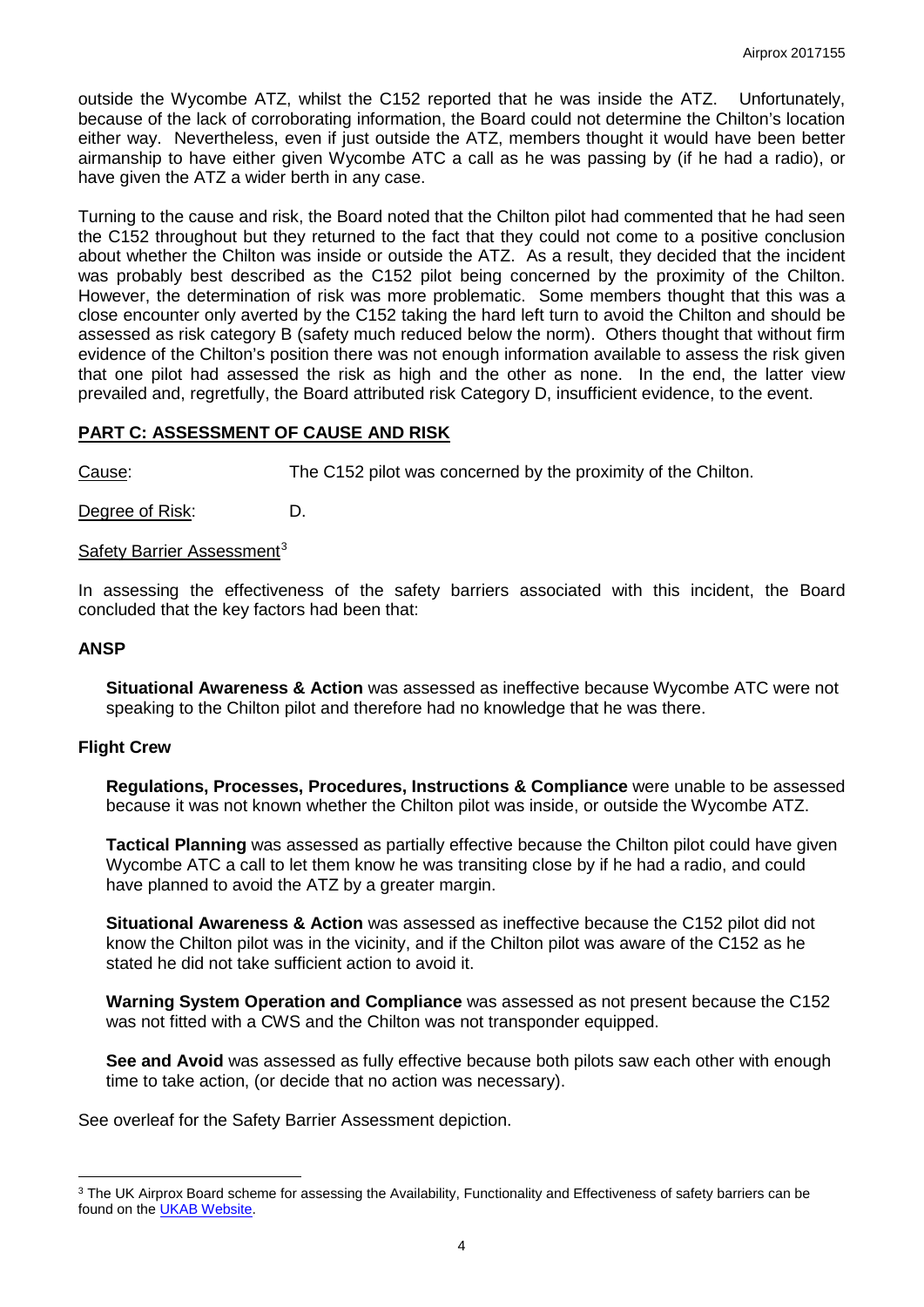outside the Wycombe ATZ, whilst the C152 reported that he was inside the ATZ. Unfortunately, because of the lack of corroborating information, the Board could not determine the Chilton's location either way. Nevertheless, even if just outside the ATZ, members thought it would have been better airmanship to have either given Wycombe ATC a call as he was passing by (if he had a radio), or have given the ATZ a wider berth in any case.

Turning to the cause and risk, the Board noted that the Chilton pilot had commented that he had seen the C152 throughout but they returned to the fact that they could not come to a positive conclusion about whether the Chilton was inside or outside the ATZ. As a result, they decided that the incident was probably best described as the C152 pilot being concerned by the proximity of the Chilton. However, the determination of risk was more problematic. Some members thought that this was a close encounter only averted by the C152 taking the hard left turn to avoid the Chilton and should be assessed as risk category B (safety much reduced below the norm). Others thought that without firm evidence of the Chilton's position there was not enough information available to assess the risk given that one pilot had assessed the risk as high and the other as none. In the end, the latter view prevailed and, regretfully, the Board attributed risk Category D, insufficient evidence, to the event.

## PART C: ASSESSMENT OF CAUSE AND RISK

Cause: The C152 pilot was concerned by the proximity of the Chilton.

Degree of Risk: D.

Safety Barrier Assessment[3]

In assessing the effectiveness of the safety barriers associated with this incident, the Board concluded that the key factors had been that:

### ANSP

**Situational Awareness & Action** was assessed as ineffective because Wycombe ATC were not speaking to the Chilton pilot and therefore had no knowledge that he was there.

### Flight Crew

**Regulations, Processes, Procedures, Instructions & Compliance** were unable to be assessed because it was not known whether the Chilton pilot was inside, or outside the Wycombe ATZ.

**Tactical Planning** was assessed as partially effective because the Chilton pilot could have given Wycombe ATC a call to let them know he was transiting close by if he had a radio, and could have planned to avoid the ATZ by a greater margin.

**Situational Awareness & Action** was assessed as ineffective because the C152 pilot did not know the Chilton pilot was in the vicinity, and if the Chilton pilot was aware of the C152 as he stated he did not take sufficient action to avoid it.

**Warning System Operation and Compliance** was assessed as not present because the C152 was not fitted with a CWS and the Chilton was not transponder equipped.

**See and Avoid** was assessed as fully effective because both pilots saw each other with enough time to take action, (or decide that no action was necessary).

See overleaf for the Safety Barrier Assessment depiction.

[3] The UK Airprox Board scheme for assessing the Availability, Functionality and Effectiveness of safety barriers can be found on the UKAB Website.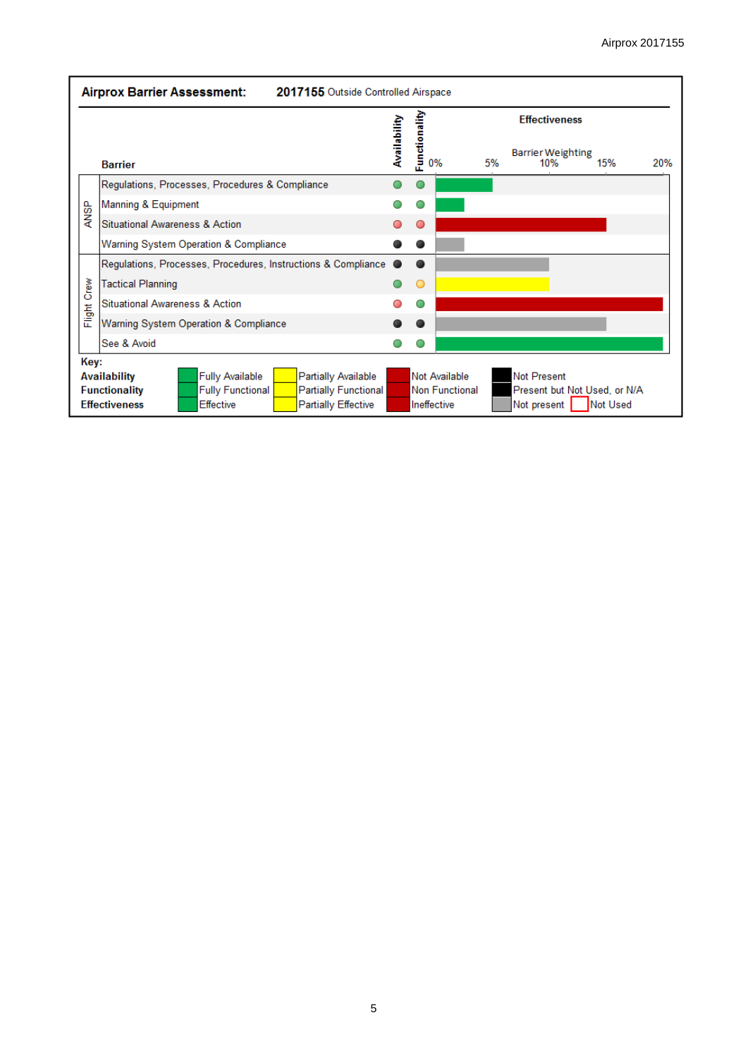**Airprox Barrier Assessment:** **2017155** Outside Controlled Airspace

Effectiveness

Barrier Weighting

0% 5% 10% 15% 20%

Barrier | Availability | Functionality

ANSP
- Regulations, Processes, Procedures & Compliance
- Manning & Equipment
- Situational Awareness & Action
- Warning System Operation & Compliance

Flight Crew
- Regulations, Processes, Procedures, Instructions & Compliance
- Tactical Planning
- Situational Awareness & Action
- Warning System Operation & Compliance
- See & Avoid

**Key:**

**Availability** — Fully Available; Partially Available; Not Available; Not Present

**Functionality** — Fully Functional; Partially Functional; Non Functional; Present but Not Used, or N/A

**Effectiveness** — Effective; Partially Effective; Ineffective; Not present; Not Used